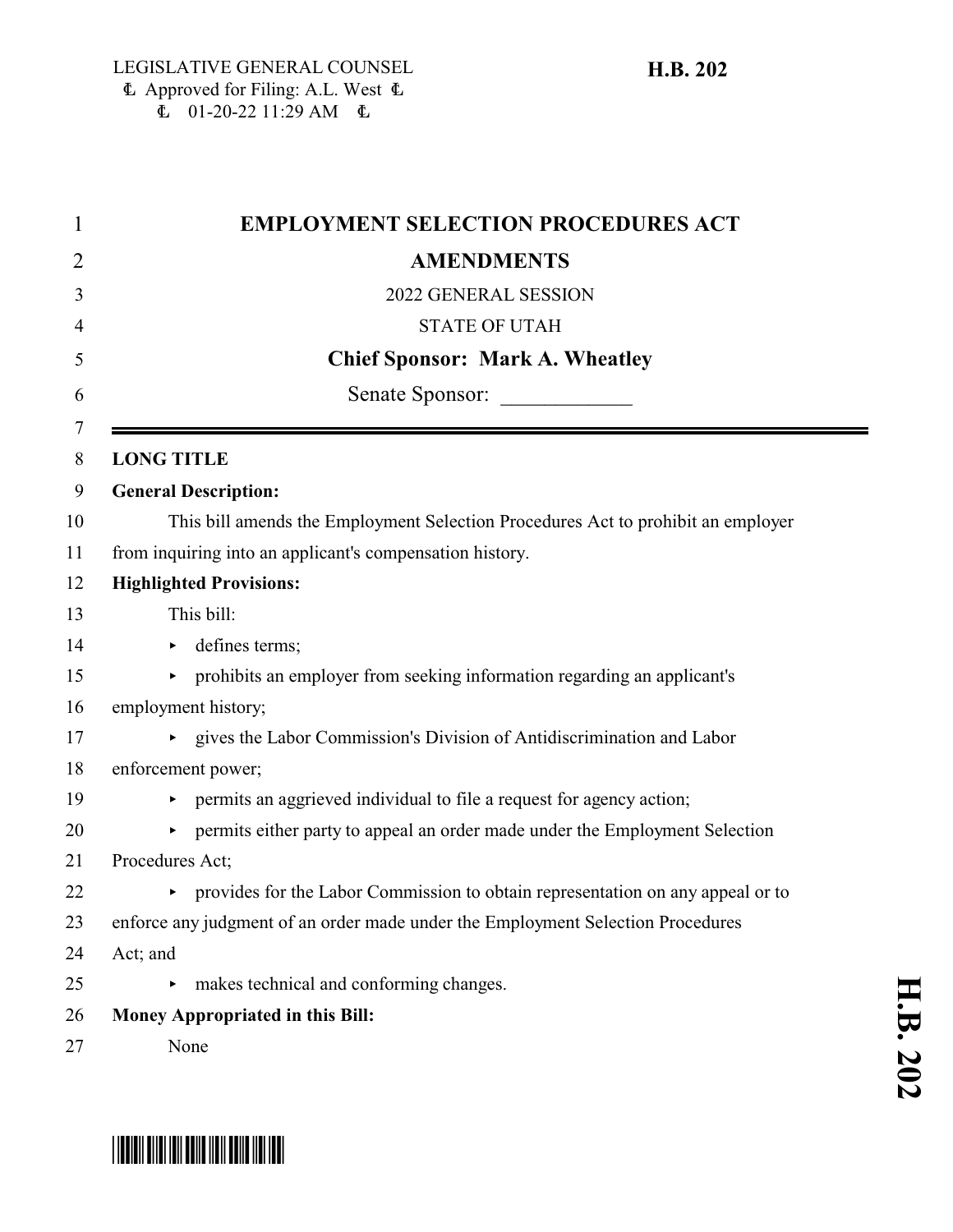LEGISLATIVE GENERAL COUNSEL
Approved for Filing: A.L. West
01-20-22 11:29 AM

**H.B. 202**

# EMPLOYMENT SELECTION PROCEDURES ACT AMENDMENTS

2022 GENERAL SESSION

STATE OF UTAH

**Chief Sponsor: Mark A. Wheatley**

Senate Sponsor: ____________

**LONG TITLE**

**General Description:**

This bill amends the Employment Selection Procedures Act to prohibit an employer from inquiring into an applicant's compensation history.

**Highlighted Provisions:**

This bill:

- defines terms;
- prohibits an employer from seeking information regarding an applicant's employment history;
- gives the Labor Commission's Division of Antidiscrimination and Labor enforcement power;
- permits an aggrieved individual to file a request for agency action;
- permits either party to appeal an order made under the Employment Selection Procedures Act;
- provides for the Labor Commission to obtain representation on any appeal or to enforce any judgment of an order made under the Employment Selection Procedures Act; and
- makes technical and conforming changes.

**Money Appropriated in this Bill:**

None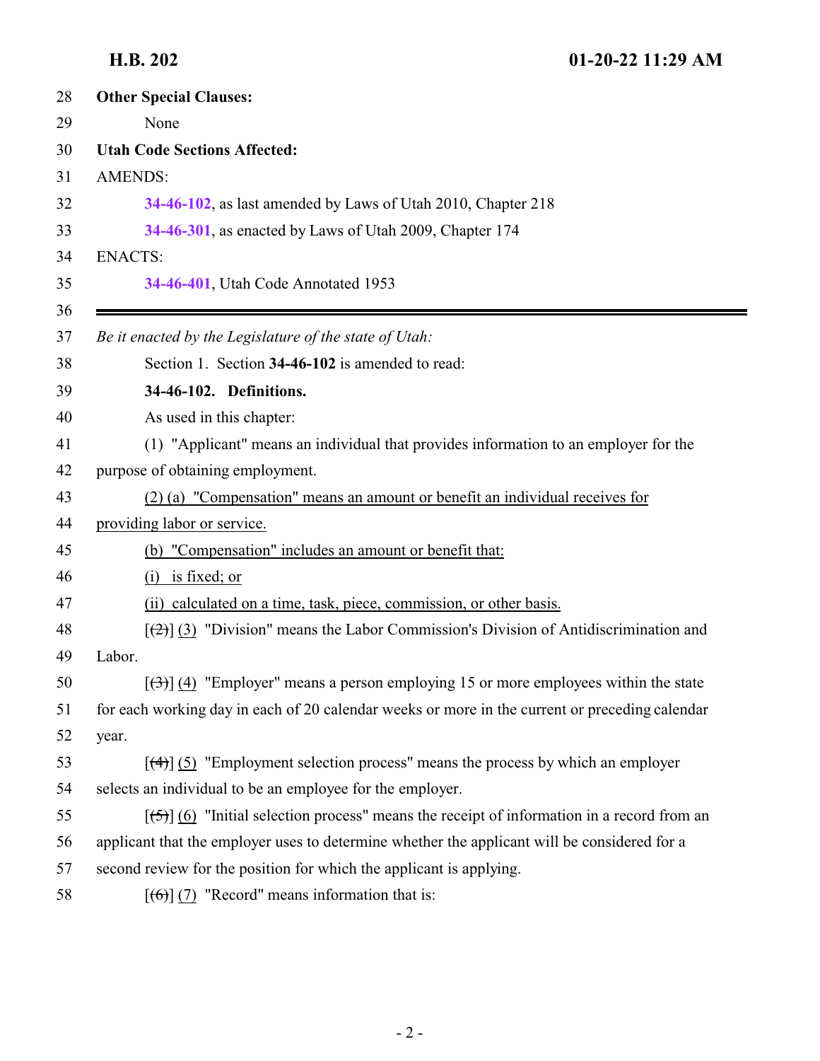**Other Special Clauses:**

None

**Utah Code Sections Affected:**

AMENDS:

**34-46-102**, as last amended by Laws of Utah 2010, Chapter 218

**34-46-301**, as enacted by Laws of Utah 2009, Chapter 174

ENACTS:

**34-46-401**, Utah Code Annotated 1953

---

*Be it enacted by the Legislature of the state of Utah:*

Section 1. Section **34-46-102** is amended to read:

**34-46-102. Definitions.**

As used in this chapter:

(1) "Applicant" means an individual that provides information to an employer for the purpose of obtaining employment.

<u>(2) (a) "Compensation" means an amount or benefit an individual receives for providing labor or service.</u>

<u>(b) "Compensation" includes an amount or benefit that:</u>

<u>(i) is fixed; or</u>

<u>(ii) calculated on a time, task, piece, commission, or other basis.</u>

[~~(2)~~] <u>(3)</u> "Division" means the Labor Commission's Division of Antidiscrimination and Labor.

[~~(3)~~] <u>(4)</u> "Employer" means a person employing 15 or more employees within the state for each working day in each of 20 calendar weeks or more in the current or preceding calendar year.

[~~(4)~~] <u>(5)</u> "Employment selection process" means the process by which an employer selects an individual to be an employee for the employer.

[~~(5)~~] <u>(6)</u> "Initial selection process" means the receipt of information in a record from an applicant that the employer uses to determine whether the applicant will be considered for a second review for the position for which the applicant is applying.

[~~(6)~~] <u>(7)</u> "Record" means information that is: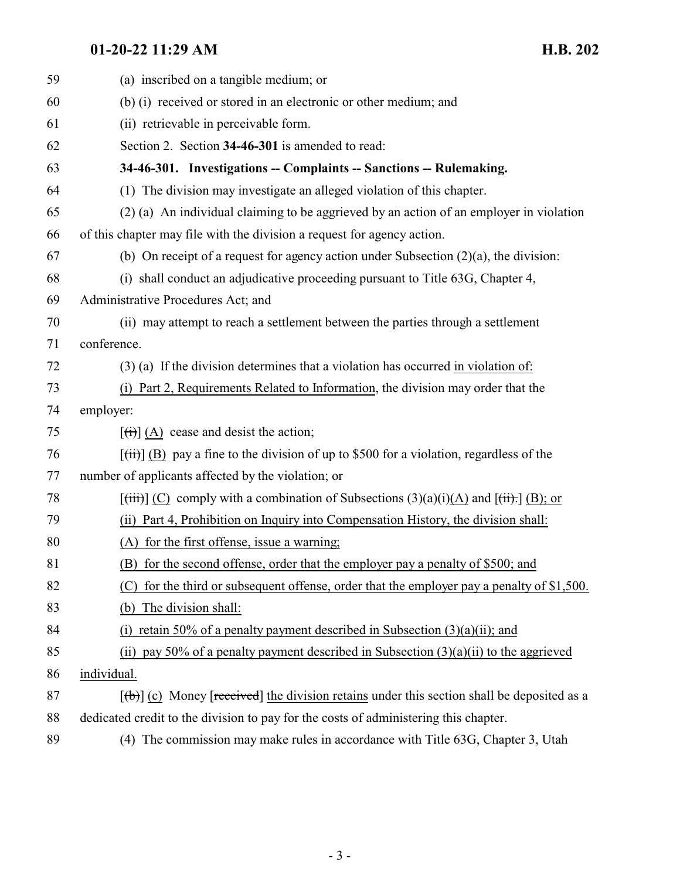59 (a) inscribed on a tangible medium; or

60 (b) (i) received or stored in an electronic or other medium; and

61 (ii) retrievable in perceivable form.

62 Section 2. Section **34-46-301** is amended to read:

63 **34-46-301. Investigations -- Complaints -- Sanctions -- Rulemaking.**

64 (1) The division may investigate an alleged violation of this chapter.

65 (2) (a) An individual claiming to be aggrieved by an action of an employer in violation

66 of this chapter may file with the division a request for agency action.

67 (b) On receipt of a request for agency action under Subsection (2)(a), the division:

68 (i) shall conduct an adjudicative proceeding pursuant to Title 63G, Chapter 4,

69 Administrative Procedures Act; and

70 (ii) may attempt to reach a settlement between the parties through a settlement

71 conference.

72 (3) (a) If the division determines that a violation has occurred in violation of:

73 (i) Part 2, Requirements Related to Information, the division may order that the

74 employer:

75 [~~(i)~~] (A) cease and desist the action;

76 [~~(ii)~~] (B) pay a fine to the division of up to $500 for a violation, regardless of the

77 number of applicants affected by the violation; or

78 [~~(iii)~~] (C) comply with a combination of Subsections (3)(a)(i)(A) and [~~(ii).~~] (B); or

79 (ii) Part 4, Prohibition on Inquiry into Compensation History, the division shall:

80 (A) for the first offense, issue a warning;

81 (B) for the second offense, order that the employer pay a penalty of $500; and

82 (C) for the third or subsequent offense, order that the employer pay a penalty of $1,500.

83 (b) The division shall:

84 (i) retain 50% of a penalty payment described in Subsection (3)(a)(ii); and

85 (ii) pay 50% of a penalty payment described in Subsection (3)(a)(ii) to the aggrieved

86 individual.

87 [~~(b)~~] (c) Money [~~received~~] the division retains under this section shall be deposited as a

88 dedicated credit to the division to pay for the costs of administering this chapter.

89 (4) The commission may make rules in accordance with Title 63G, Chapter 3, Utah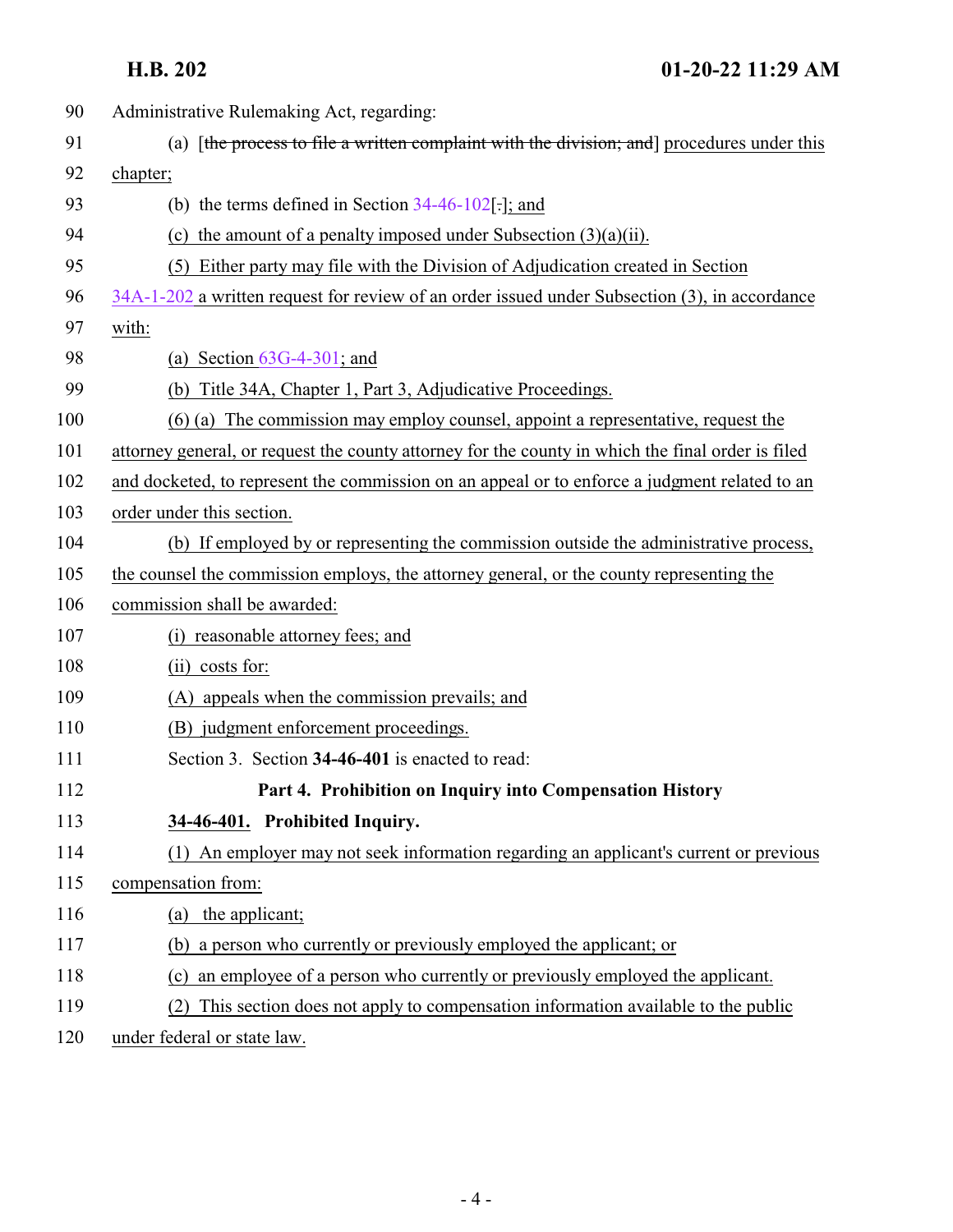Administrative Rulemaking Act, regarding:

(a) [the process to file a written complaint with the division; and] procedures under this chapter;

(b) the terms defined in Section 34-46-102[.]; and

(c) the amount of a penalty imposed under Subsection (3)(a)(ii).

(5) Either party may file with the Division of Adjudication created in Section 34A-1-202 a written request for review of an order issued under Subsection (3), in accordance with:

(a) Section 63G-4-301; and

(b) Title 34A, Chapter 1, Part 3, Adjudicative Proceedings.

(6) (a) The commission may employ counsel, appoint a representative, request the attorney general, or request the county attorney for the county in which the final order is filed and docketed, to represent the commission on an appeal or to enforce a judgment related to an order under this section.

(b) If employed by or representing the commission outside the administrative process, the counsel the commission employs, the attorney general, or the county representing the commission shall be awarded:

(i) reasonable attorney fees; and

(ii) costs for:

(A) appeals when the commission prevails; and

(B) judgment enforcement proceedings.

Section 3. Section **34-46-401** is enacted to read:

**Part 4. Prohibition on Inquiry into Compensation History**

**34-46-401. Prohibited Inquiry.**

(1) An employer may not seek information regarding an applicant's current or previous compensation from:

(a) the applicant;

(b) a person who currently or previously employed the applicant; or

(c) an employee of a person who currently or previously employed the applicant.

(2) This section does not apply to compensation information available to the public under federal or state law.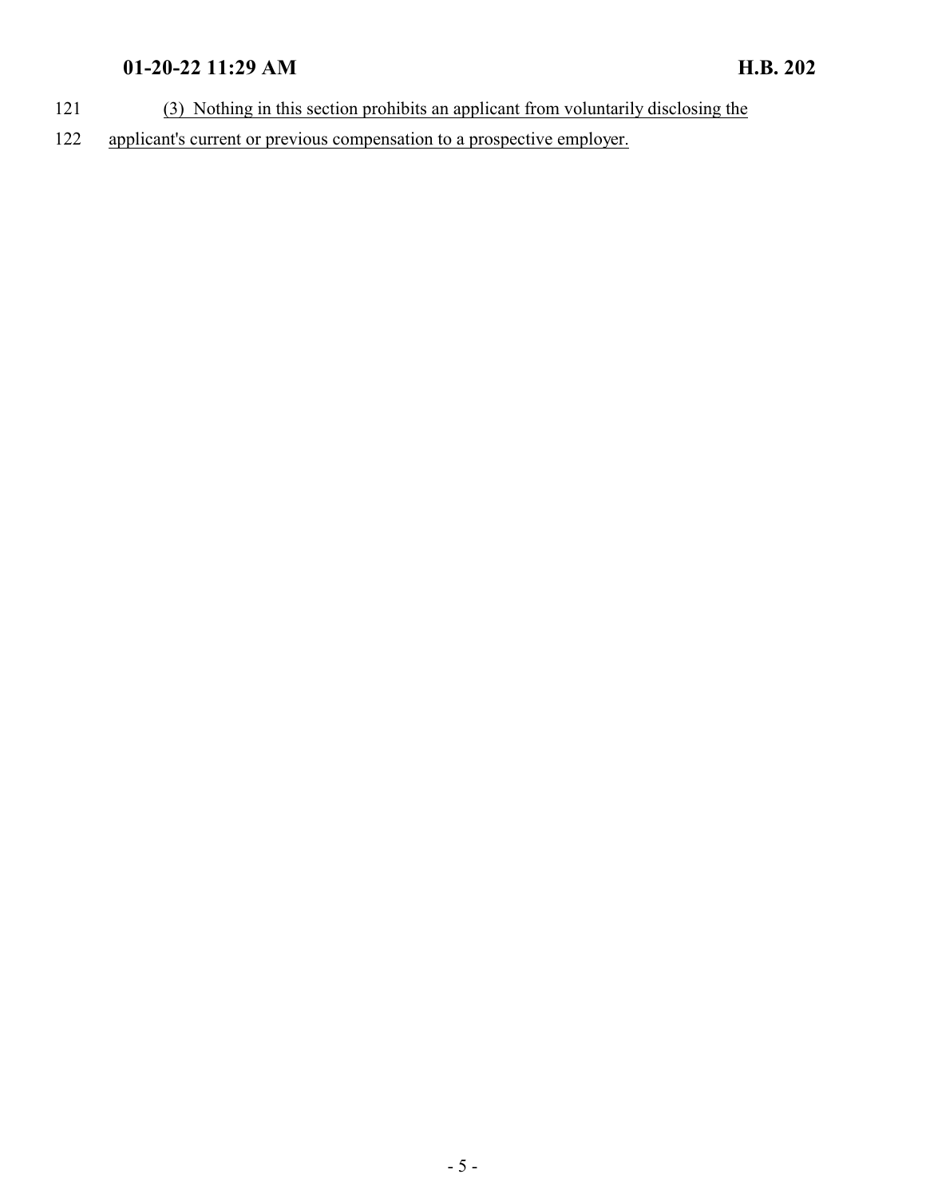(3) Nothing in this section prohibits an applicant from voluntarily disclosing the applicant's current or previous compensation to a prospective employer.